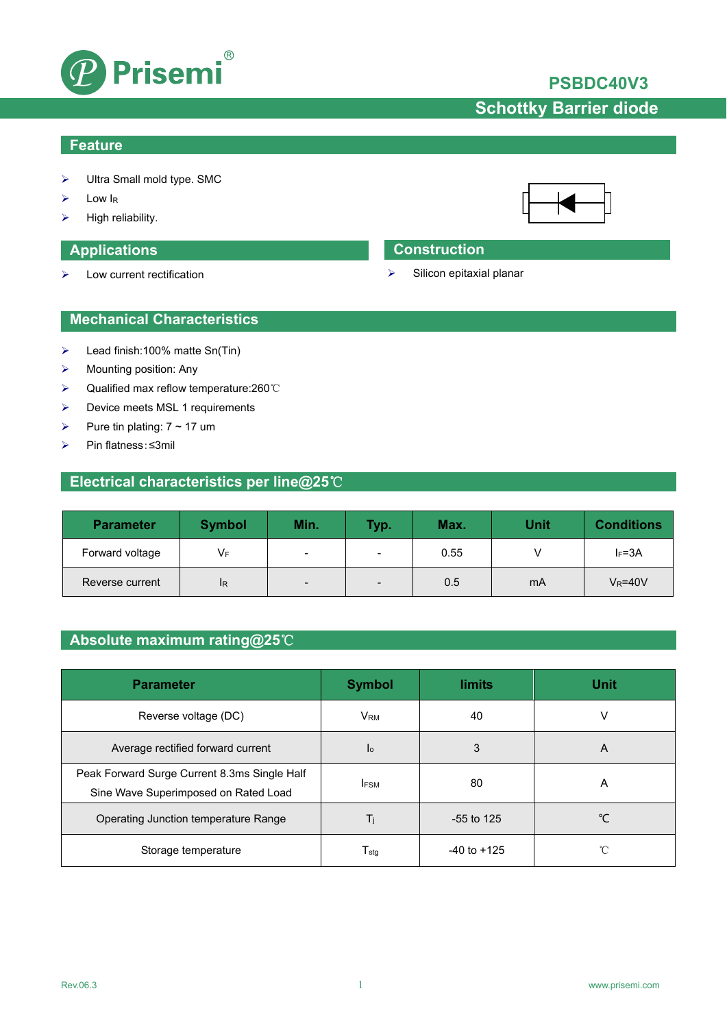# PSBDC40V3

## Schottky Barrier diode

## Feature

- Ultra Small mold type. SMC
- Low $I_R$
- High reliability.

## Applications

- Low current rectification

## Construction

- Silicon epitaxial planar

## Mechanical Characteristics

- Lead finish:100% matte Sn(Tin)
- Mounting position: Any
- Qualified max reflow temperature:260℃
- Device meets MSL 1 requirements
- Pure tin plating: 7 ~ 17 um
- Pin flatness:≤3mil

## Electrical characteristics per line@25℃

| Parameter | Symbol | Min. | Typ. | Max. | Unit | Conditions |
|---|---|---|---|---|---|---|
| Forward voltage | $V_F$ | - | - | 0.55 | V | $I_F$=3A |
| Reverse current | $I_R$ | - | - | 0.5 | mA | $V_R$=40V |

## Absolute maximum rating@25℃

| Parameter | Symbol | limits | Unit |
|---|---|---|---|
| Reverse voltage (DC) | $V_{RM}$ | 40 | V |
| Average rectified forward current | $I_o$ | 3 | A |
| Peak Forward Surge Current 8.3ms Single Half Sine Wave Superimposed on Rated Load | $I_{FSM}$ | 80 | A |
| Operating Junction temperature Range | $T_j$ | -55 to 125 | ℃ |
| Storage temperature | $T_{stg}$ | -40 to +125 | ℃ |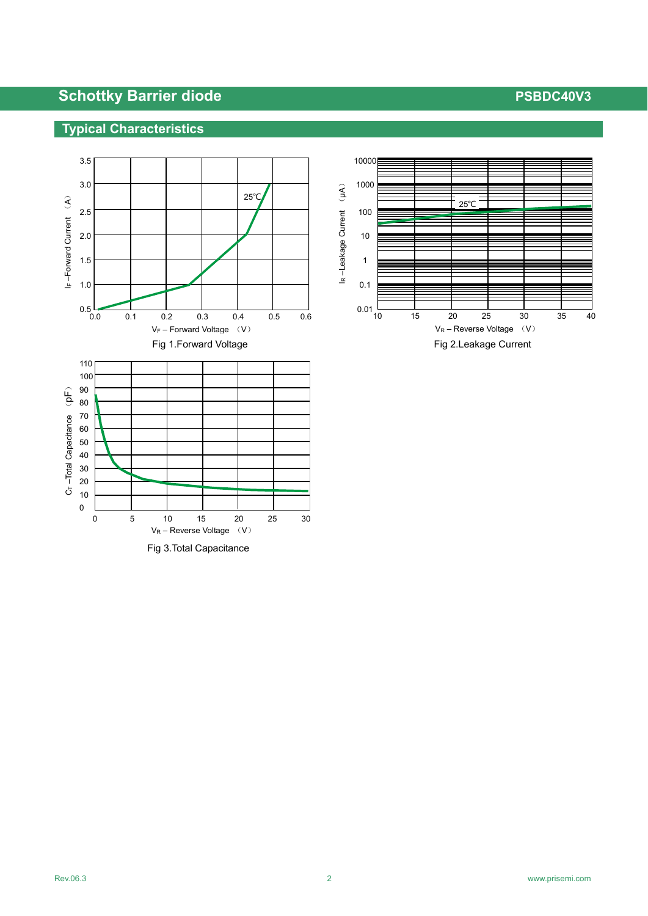## Typical Characteristics

Fig 1.Forward Voltage

Fig 2.Leakage Current

Fig 3.Total Capacitance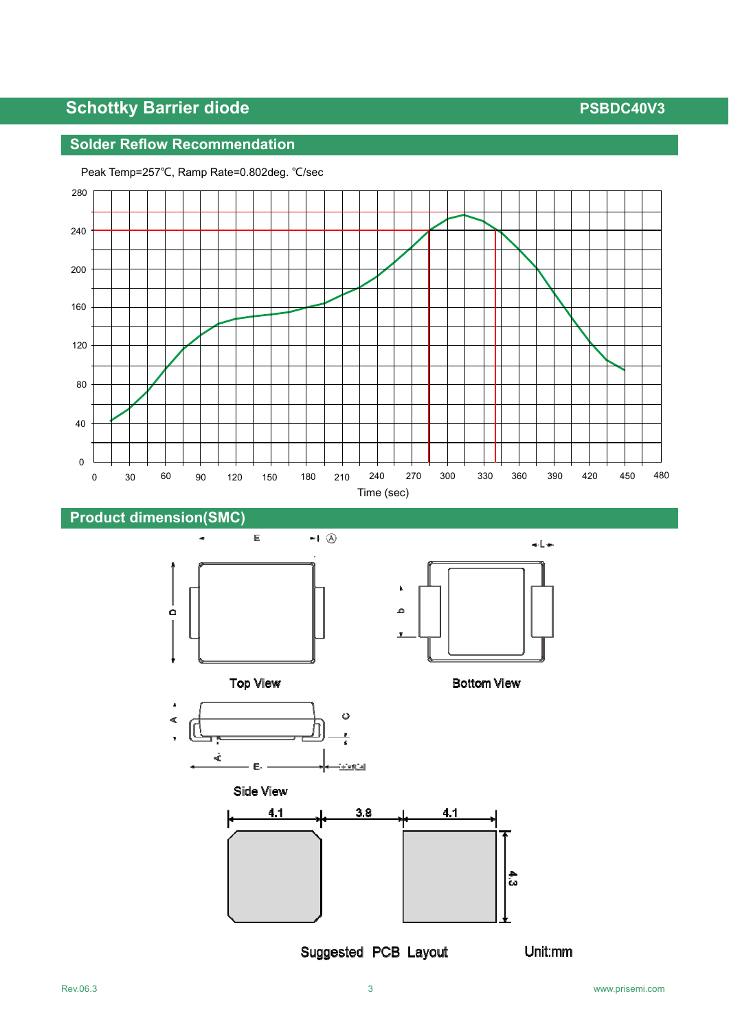## Solder Reflow Recommendation

Peak Temp=257℃, Ramp Rate=0.802deg. ℃/sec

Time (sec)

## Product dimension(SMC)

Top View

Bottom View

Side View

Suggested PCB Layout

Unit:mm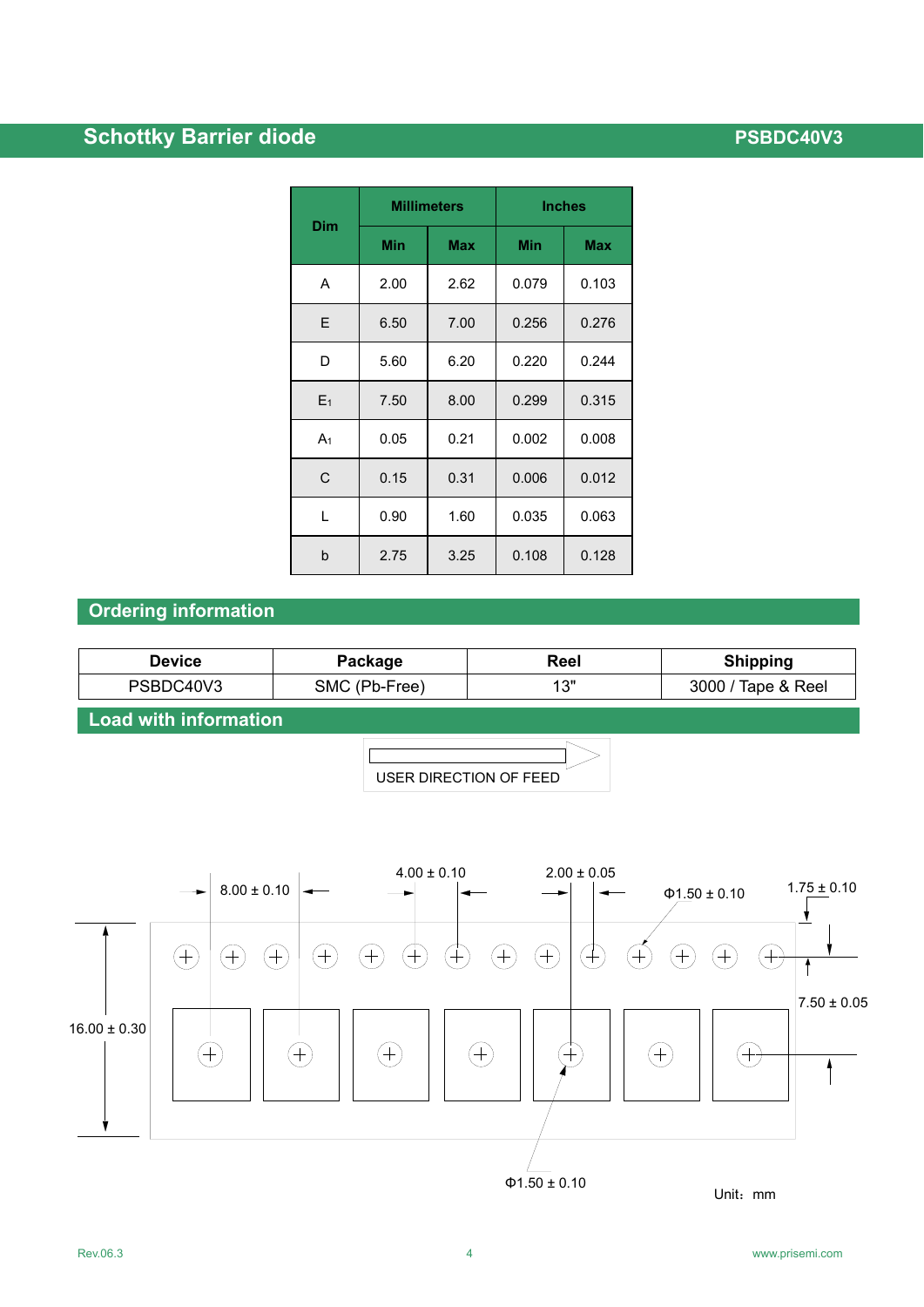| Dim | Millimeters | | Inches | |
|---|---|---|---|---|
| | Min | Max | Min | Max |
| A | 2.00 | 2.62 | 0.079 | 0.103 |
| E | 6.50 | 7.00 | 0.256 | 0.276 |
| D | 5.60 | 6.20 | 0.220 | 0.244 |
| $E_1$ | 7.50 | 8.00 | 0.299 | 0.315 |
| $A_1$ | 0.05 | 0.21 | 0.002 | 0.008 |
| C | 0.15 | 0.31 | 0.006 | 0.012 |
| L | 0.90 | 1.60 | 0.035 | 0.063 |
| b | 2.75 | 3.25 | 0.108 | 0.128 |

## Ordering information

| Device | Package | Reel | Shipping |
|---|---|---|---|
| PSBDC40V3 | SMC (Pb-Free) | 13" | 3000 / Tape & Reel |

## Load with information

USER DIRECTION OF FEED

8.00 ± 0.10

4.00 ± 0.10

2.00 ± 0.05

Φ1.50 ± 0.10

1.75 ± 0.10

16.00 ± 0.30

7.50 ± 0.05

Φ1.50 ± 0.10

Unit：mm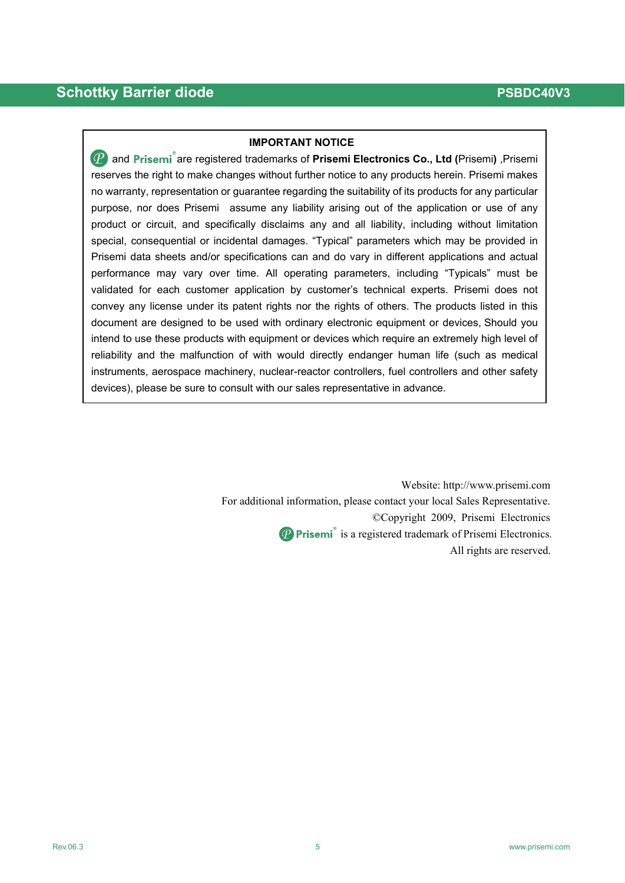## IMPORTANT NOTICE

and **Prisemi**® are registered trademarks of **Prisemi Electronics Co., Ltd (**Prisemi**)** ,Prisemi reserves the right to make changes without further notice to any products herein. Prisemi makes no warranty, representation or guarantee regarding the suitability of its products for any particular purpose, nor does Prisemi assume any liability arising out of the application or use of any product or circuit, and specifically disclaims any and all liability, including without limitation special, consequential or incidental damages. "Typical" parameters which may be provided in Prisemi data sheets and/or specifications can and do vary in different applications and actual performance may vary over time. All operating parameters, including "Typicals" must be validated for each customer application by customer's technical experts. Prisemi does not convey any license under its patent rights nor the rights of others. The products listed in this document are designed to be used with ordinary electronic equipment or devices, Should you intend to use these products with equipment or devices which require an extremely high level of reliability and the malfunction of with would directly endanger human life (such as medical instruments, aerospace machinery, nuclear-reactor controllers, fuel controllers and other safety devices), please be sure to consult with our sales representative in advance.

Website: http://www.prisemi.com

For additional information, please contact your local Sales Representative.

©Copyright 2009, Prisemi Electronics

Prisemi® is a registered trademark of Prisemi Electronics.

All rights are reserved.